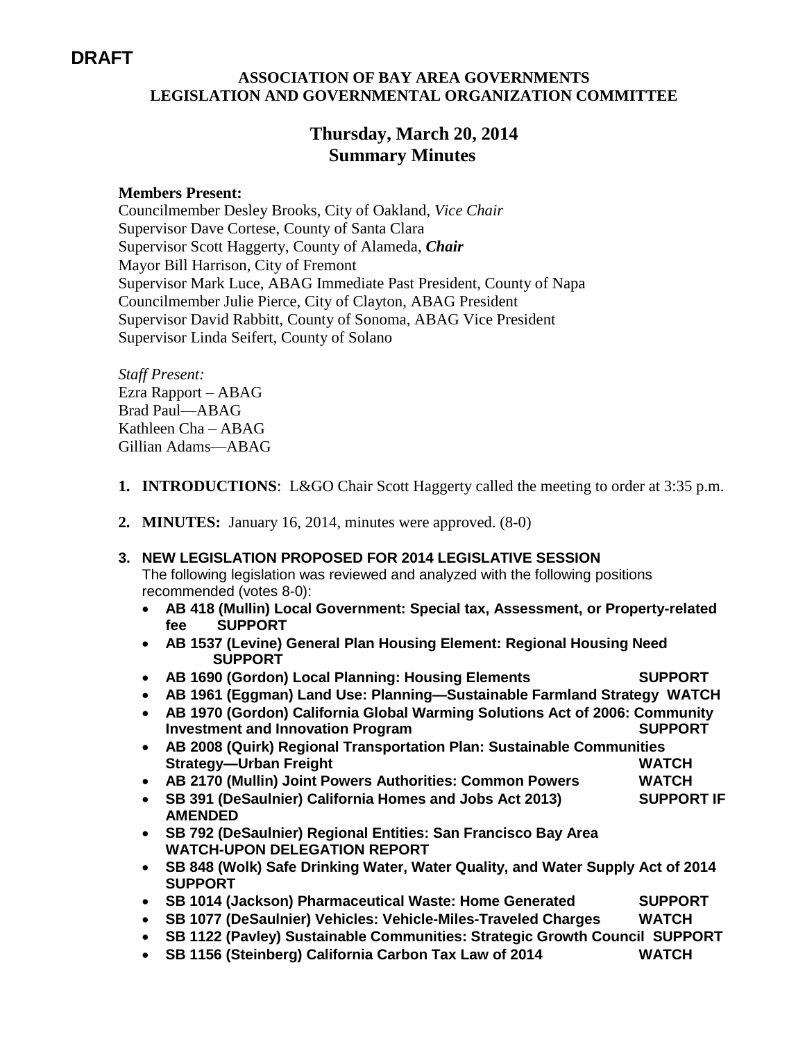**DRAFT**

**ASSOCIATION OF BAY AREA GOVERNMENTS**
**LEGISLATION AND GOVERNMENTAL ORGANIZATION COMMITTEE**

## Thursday, March 20, 2014
## Summary Minutes

**Members Present:**
Councilmember Desley Brooks, City of Oakland, *Vice Chair*
Supervisor Dave Cortese, County of Santa Clara
Supervisor Scott Haggerty, County of Alameda, ***Chair***
Mayor Bill Harrison, City of Fremont
Supervisor Mark Luce, ABAG Immediate Past President, County of Napa
Councilmember Julie Pierce, City of Clayton, ABAG President
Supervisor David Rabbitt, County of Sonoma, ABAG Vice President
Supervisor Linda Seifert, County of Solano

*Staff Present:*
Ezra Rapport – ABAG
Brad Paul—ABAG
Kathleen Cha – ABAG
Gillian Adams—ABAG

1. **INTRODUCTIONS**: L&GO Chair Scott Haggerty called the meeting to order at 3:35 p.m.

2. **MINUTES:** January 16, 2014, minutes were approved. (8-0)

3. **NEW LEGISLATION PROPOSED FOR 2014 LEGISLATIVE SESSION**
   The following legislation was reviewed and analyzed with the following positions recommended (votes 8-0):
   - **AB 418 (Mullin) Local Government: Special tax, Assessment, or Property-related fee SUPPORT**
   - **AB 1537 (Levine) General Plan Housing Element: Regional Housing Need SUPPORT**
   - **AB 1690 (Gordon) Local Planning: Housing Elements SUPPORT**
   - **AB 1961 (Eggman) Land Use: Planning—Sustainable Farmland Strategy WATCH**
   - **AB 1970 (Gordon) California Global Warming Solutions Act of 2006: Community Investment and Innovation Program SUPPORT**
   - **AB 2008 (Quirk) Regional Transportation Plan: Sustainable Communities Strategy—Urban Freight WATCH**
   - **AB 2170 (Mullin) Joint Powers Authorities: Common Powers WATCH**
   - **SB 391 (DeSaulnier) California Homes and Jobs Act 2013) SUPPORT IF AMENDED**
   - **SB 792 (DeSaulnier) Regional Entities: San Francisco Bay Area WATCH-UPON DELEGATION REPORT**
   - **SB 848 (Wolk) Safe Drinking Water, Water Quality, and Water Supply Act of 2014 SUPPORT**
   - **SB 1014 (Jackson) Pharmaceutical Waste: Home Generated SUPPORT**
   - **SB 1077 (DeSaulnier) Vehicles: Vehicle-Miles-Traveled Charges WATCH**
   - **SB 1122 (Pavley) Sustainable Communities: Strategic Growth Council SUPPORT**
   - **SB 1156 (Steinberg) California Carbon Tax Law of 2014 WATCH**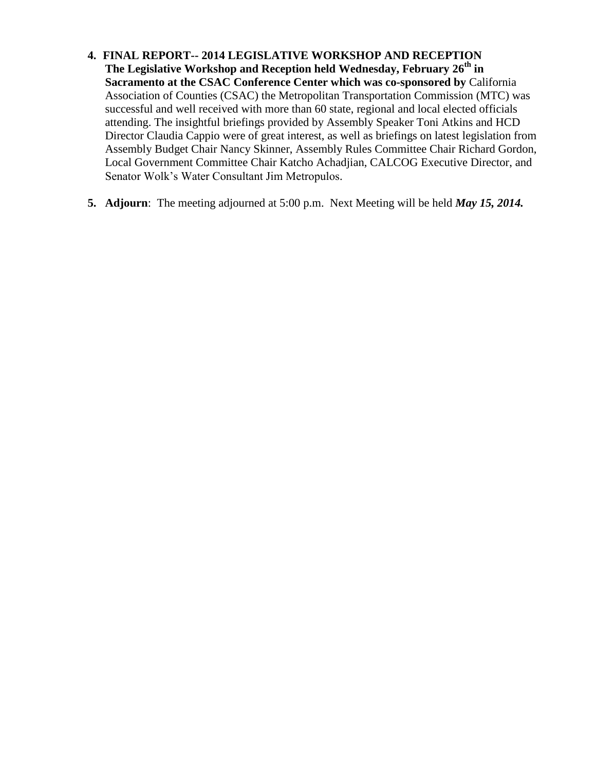4. **FINAL REPORT-- 2014 LEGISLATIVE WORKSHOP AND RECEPTION**
   **The Legislative Workshop and Reception held Wednesday, February 26th in Sacramento at the CSAC Conference Center which was co-sponsored by** California Association of Counties (CSAC) the Metropolitan Transportation Commission (MTC) was successful and well received with more than 60 state, regional and local elected officials attending. The insightful briefings provided by Assembly Speaker Toni Atkins and HCD Director Claudia Cappio were of great interest, as well as briefings on latest legislation from Assembly Budget Chair Nancy Skinner, Assembly Rules Committee Chair Richard Gordon, Local Government Committee Chair Katcho Achadjian, CALCOG Executive Director, and Senator Wolk's Water Consultant Jim Metropulos.

5. **Adjourn**: The meeting adjourned at 5:00 p.m. Next Meeting will be held ***May 15, 2014.***